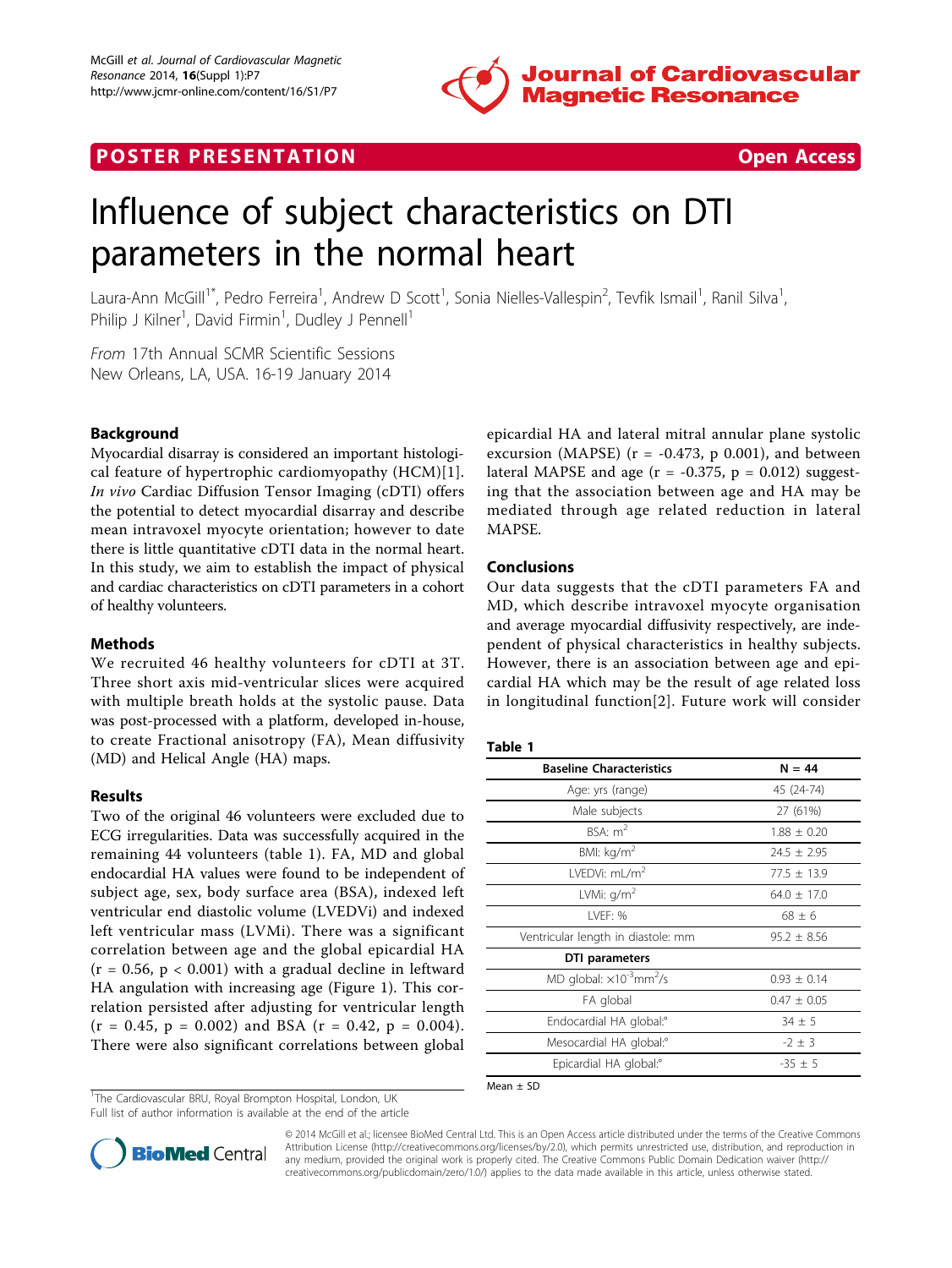POSTER PRESENTATION Open Access

# Influence of subject characteristics on DTI parameters in the normal heart

Laura-Ann McGill[1*], Pedro Ferreira[1], Andrew D Scott[1], Sonia Nielles-Vallespin[2], Tevfik Ismail[1], Ranil Silva[1], Philip J Kilner[1], David Firmin[1], Dudley J Pennell[1]

*From* 17th Annual SCMR Scientific Sessions
New Orleans, LA, USA. 16-19 January 2014

## Background

Myocardial disarray is considered an important histological feature of hypertrophic cardiomyopathy (HCM)[1]. *In vivo* Cardiac Diffusion Tensor Imaging (cDTI) offers the potential to detect myocardial disarray and describe mean intravoxel myocyte orientation; however to date there is little quantitative cDTI data in the normal heart. In this study, we aim to establish the impact of physical and cardiac characteristics on cDTI parameters in a cohort of healthy volunteers.

## Methods

We recruited 46 healthy volunteers for cDTI at 3T. Three short axis mid-ventricular slices were acquired with multiple breath holds at the systolic pause. Data was post-processed with a platform, developed in-house, to create Fractional anisotropy (FA), Mean diffusivity (MD) and Helical Angle (HA) maps.

## Results

Two of the original 46 volunteers were excluded due to ECG irregularities. Data was successfully acquired in the remaining 44 volunteers (table 1). FA, MD and global endocardial HA values were found to be independent of subject age, sex, body surface area (BSA), indexed left ventricular end diastolic volume (LVEDVi) and indexed left ventricular mass (LVMi). There was a significant correlation between age and the global epicardial HA ($r = 0.56$, $p < 0.001$) with a gradual decline in leftward HA angulation with increasing age (Figure 1). This correlation persisted after adjusting for ventricular length ($r = 0.45$, $p = 0.002$) and BSA ($r = 0.42$, $p = 0.004$). There were also significant correlations between global epicardial HA and lateral mitral annular plane systolic excursion (MAPSE) ($r = -0.473$, p 0.001), and between lateral MAPSE and age ($r = -0.375$, $p = 0.012$) suggesting that the association between age and HA may be mediated through age related reduction in lateral MAPSE.

## Conclusions

Our data suggests that the cDTI parameters FA and MD, which describe intravoxel myocyte organisation and average myocardial diffusivity respectively, are independent of physical characteristics in healthy subjects. However, there is an association between age and epicardial HA which may be the result of age related loss in longitudinal function[2]. Future work will consider

**Table 1**

| Baseline Characteristics | N = 44 |
|---|---|
| Age: yrs (range) | 45 (24-74) |
| Male subjects | 27 (61%) |
| BSA: $m^2$ | 1.88 ± 0.20 |
| BMI: kg/$m^2$ | 24.5 ± 2.95 |
| LVEDVi: mL/$m^2$ | 77.5 ± 13.9 |
| LVMi: g/$m^2$ | 64.0 ± 17.0 |
| LVEF: % | 68 ± 6 |
| Ventricular length in diastole: mm | 95.2 ± 8.56 |
| **DTI parameters** | |
| MD global: $\times10^{-3}mm^2/s$ | 0.93 ± 0.14 |
| FA global | 0.47 ± 0.05 |
| Endocardial HA global:° | 34 ± 5 |
| Mesocardial HA global:° | -2 ± 3 |
| Epicardial HA global:° | -35 ± 5 |

Mean ± SD

[1]The Cardiovascular BRU, Royal Brompton Hospital, London, UK
Full list of author information is available at the end of the article

© 2014 McGill et al.; licensee BioMed Central Ltd. This is an Open Access article distributed under the terms of the Creative Commons Attribution License (http://creativecommons.org/licenses/by/2.0), which permits unrestricted use, distribution, and reproduction in any medium, provided the original work is properly cited. The Creative Commons Public Domain Dedication waiver (http://creativecommons.org/publicdomain/zero/1.0/) applies to the data made available in this article, unless otherwise stated.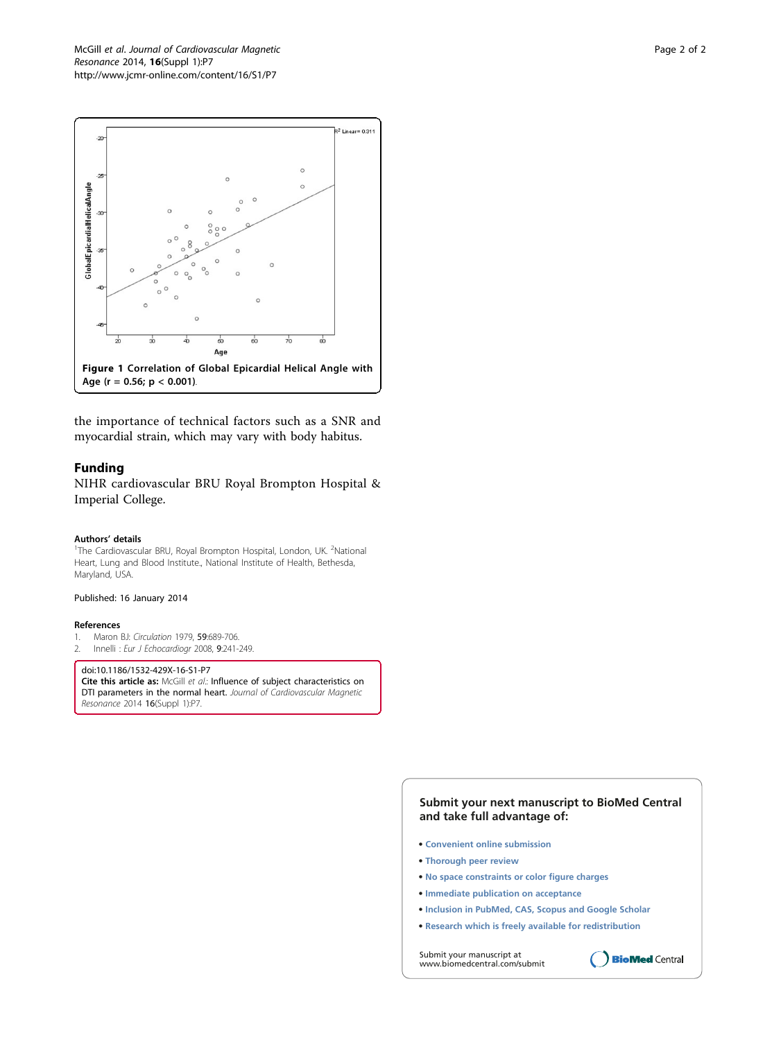$R^2$ Linear = 0.311

GlobalEpicardialHelicalAngle

-20
-25
-30
-35
-40
-45

20 30 40 50 60 70 80

Age

**Figure 1 Correlation of Global Epicardial Helical Angle with Age (r = 0.56; p < 0.001).**

the importance of technical factors such as a SNR and myocardial strain, which may vary with body habitus.

## Funding

NIHR cardiovascular BRU Royal Brompton Hospital & Imperial College.

#### Authors' details

[1]The Cardiovascular BRU, Royal Brompton Hospital, London, UK. [2]National Heart, Lung and Blood Institute., National Institute of Health, Bethesda, Maryland, USA.

Published: 16 January 2014

#### References

1. Maron BJ: *Circulation* 1979, **59**:689-706.
2. Innelli : *Eur J Echocardiogr* 2008, **9**:241-249.

doi:10.1186/1532-429X-16-S1-P7
**Cite this article as:** McGill *et al.*: Influence of subject characteristics on DTI parameters in the normal heart. *Journal of Cardiovascular Magnetic Resonance* 2014 **16**(Suppl 1):P7.

**Submit your next manuscript to BioMed Central and take full advantage of:**

- **Convenient online submission**
- **Thorough peer review**
- **No space constraints or color figure charges**
- **Immediate publication on acceptance**
- **Inclusion in PubMed, CAS, Scopus and Google Scholar**
- **Research which is freely available for redistribution**

Submit your manuscript at
www.biomedcentral.com/submit

BioMed Central